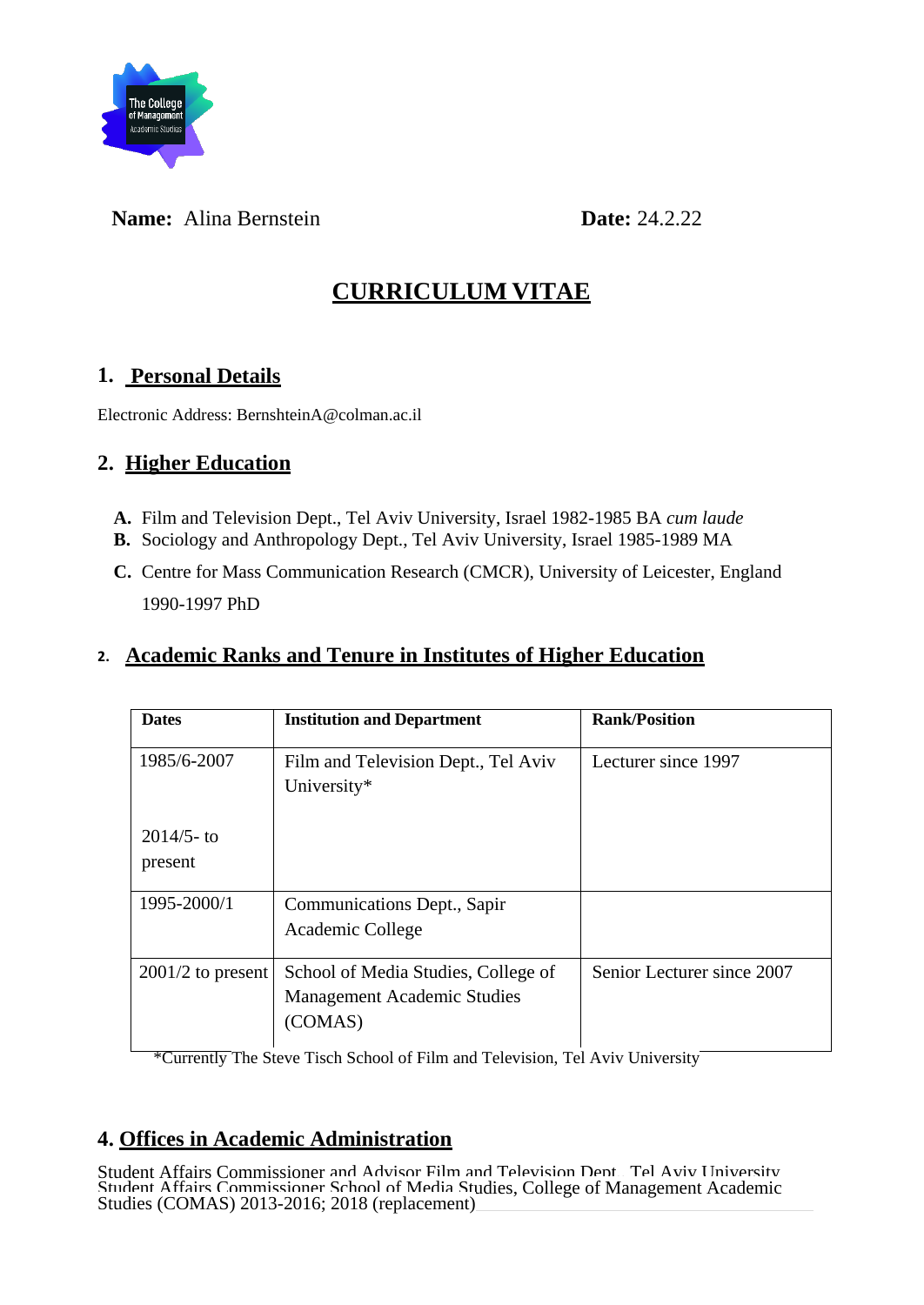**Name:** Alina Bernstein **Date:** 24.2.22

# CURRICULUM VITAE

## 1. Personal Details

Electronic Address: BernshteinA@colman.ac.il

## 2. Higher Education

**A.** Film and Television Dept., Tel Aviv University, Israel 1982-1985 BA *cum laude*
**B.** Sociology and Anthropology Dept., Tel Aviv University, Israel 1985-1989 MA
**C.** Centre for Mass Communication Research (CMCR), University of Leicester, England 1990-1997 PhD

## 2. Academic Ranks and Tenure in Institutes of Higher Education

| Dates | Institution and Department | Rank/Position |
|---|---|---|
| 1985/6-2007<br><br>2014/5- to present | Film and Television Dept., Tel Aviv University* | Lecturer since 1997 |
| 1995-2000/1 | Communications Dept., Sapir Academic College | |
| 2001/2 to present | School of Media Studies, College of Management Academic Studies (COMAS) | Senior Lecturer since 2007 |

*Currently The Steve Tisch School of Film and Television, Tel Aviv University

## 4. Offices in Academic Administration

Student Affairs Commissioner and Advisor Film and Television Dept., Tel Aviv University
Student Affairs Commissioner School of Media Studies, College of Management Academic Studies (COMAS) 2013-2016; 2018 (replacement)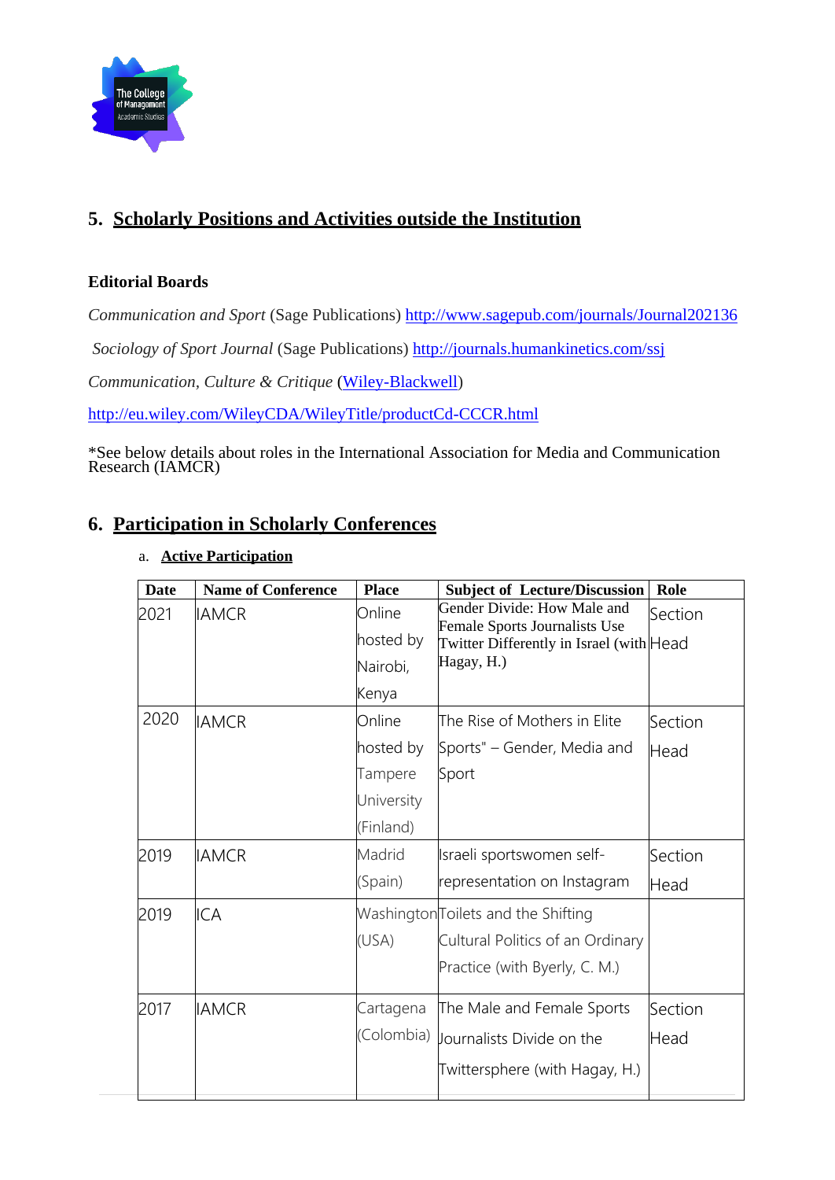## 5. Scholarly Positions and Activities outside the Institution

**Editorial Boards**

*Communication and Sport* (Sage Publications) http://www.sagepub.com/journals/Journal202136

*Sociology of Sport Journal* (Sage Publications) http://journals.humankinetics.com/ssj

*Communication, Culture & Critique* (Wiley-Blackwell)

http://eu.wiley.com/WileyCDA/WileyTitle/productCd-CCCR.html

*See below details about roles in the International Association for Media and Communication Research (IAMCR)

## 6. Participation in Scholarly Conferences

a. **Active Participation**

| Date | Name of Conference | Place | Subject of Lecture/Discussion | Role |
|---|---|---|---|---|
| 2021 | IAMCR | Online hosted by Nairobi, Kenya | Gender Divide: How Male and Female Sports Journalists Use Twitter Differently in Israel (with Hagay, H.) | Section Head |
| 2020 | IAMCR | Online hosted by Tampere University (Finland) | The Rise of Mothers in Elite Sports" – Gender, Media and Sport | Section Head |
| 2019 | IAMCR | Madrid (Spain) | Israeli sportswomen self-representation on Instagram | Section Head |
| 2019 | ICA | Washington (USA) | Toilets and the Shifting Cultural Politics of an Ordinary Practice (with Byerly, C. M.) | |
| 2017 | IAMCR | Cartagena (Colombia) | The Male and Female Sports Journalists Divide on the Twittersphere (with Hagay, H.) | Section Head |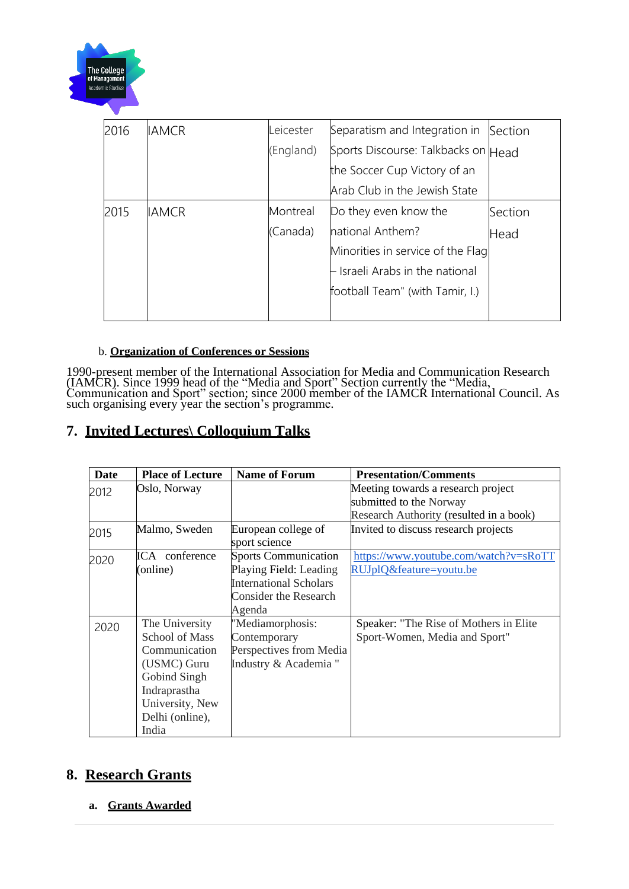| 2016 | IAMCR | Leicester (England) | Separatism and Integration in Sports Discourse: Talkbacks on the Soccer Cup Victory of an Arab Club in the Jewish State | Section Head |
|---|---|---|---|---|
| 2015 | IAMCR | Montreal (Canada) | Do they even know the national Anthem? Minorities in service of the Flag – Israeli Arabs in the national football Team" (with Tamir, I.) | Section Head |

b. **Organization of Conferences or Sessions**

1990-present member of the International Association for Media and Communication Research (IAMCR). Since 1999 head of the "Media and Sport" Section currently the "Media, Communication and Sport" section; since 2000 member of the IAMCR International Council. As such organising every year the section's programme.

## 7. Invited Lectures\ Colloquium Talks

| Date | Place of Lecture | Name of Forum | Presentation/Comments |
|---|---|---|---|
| 2012 | Oslo, Norway | | Meeting towards a research project submitted to the Norway Research Authority (resulted in a book) |
| 2015 | Malmo, Sweden | European college of sport science | Invited to discuss research projects |
| 2020 | ICA conference (online) | Sports Communication Playing Field: Leading International Scholars Consider the Research Agenda | https://www.youtube.com/watch?v=sRoTTRUJplQ&feature=youtu.be |
| 2020 | The University School of Mass Communication (USMC) Guru Gobind Singh Indraprastha University, New Delhi (online), India | "Mediamorphosis: Contemporary Perspectives from Media Industry & Academia " | Speaker: "The Rise of Mothers in Elite Sport-Women, Media and Sport" |

## 8. Research Grants

a. **Grants Awarded**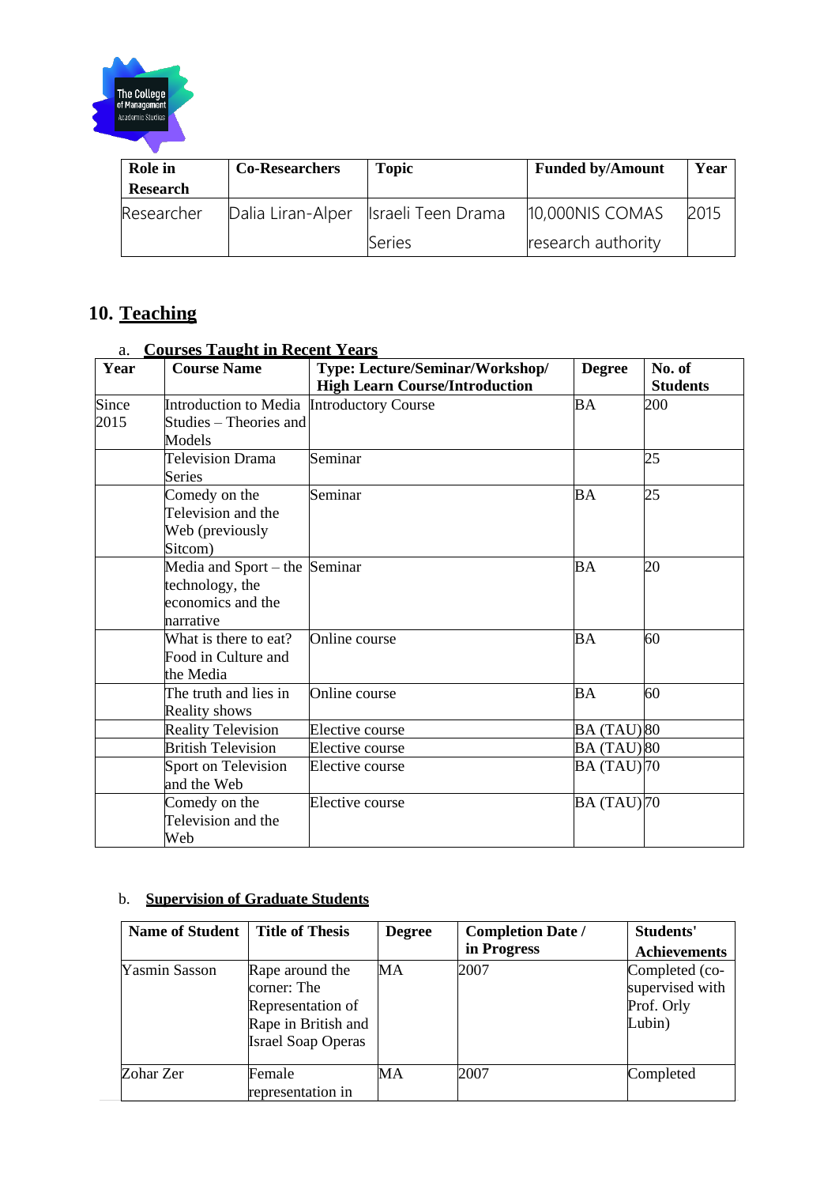| Role in Research | Co-Researchers | Topic | Funded by/Amount | Year |
|---|---|---|---|---|
| Researcher | Dalia Liran-Alper | Israeli Teen Drama Series | 10,000NIS COMAS research authority | 2015 |

## 10. Teaching

### a. Courses Taught in Recent Years

| Year | Course Name | Type: Lecture/Seminar/Workshop/ High Learn Course/Introduction | Degree | No. of Students |
|---|---|---|---|---|
| Since 2015 | Introduction to Media Studies – Theories and Models | Introductory Course | BA | 200 |
| | Television Drama Series | Seminar | | 25 |
| | Comedy on the Television and the Web (previously Sitcom) | Seminar | BA | 25 |
| | Media and Sport – the technology, the economics and the narrative | Seminar | BA | 20 |
| | What is there to eat? Food in Culture and the Media | Online course | BA | 60 |
| | The truth and lies in Reality shows | Online course | BA | 60 |
| | Reality Television | Elective course | BA (TAU) | 80 |
| | British Television | Elective course | BA (TAU) | 80 |
| | Sport on Television and the Web | Elective course | BA (TAU) | 70 |
| | Comedy on the Television and the Web | Elective course | BA (TAU) | 70 |

### b. Supervision of Graduate Students

| Name of Student | Title of Thesis | Degree | Completion Date / in Progress | Students' Achievements |
|---|---|---|---|---|
| Yasmin Sasson | Rape around the corner: The Representation of Rape in British and Israel Soap Operas | MA | 2007 | Completed (co-supervised with Prof. Orly Lubin) |
| Zohar Zer | Female representation in | MA | 2007 | Completed |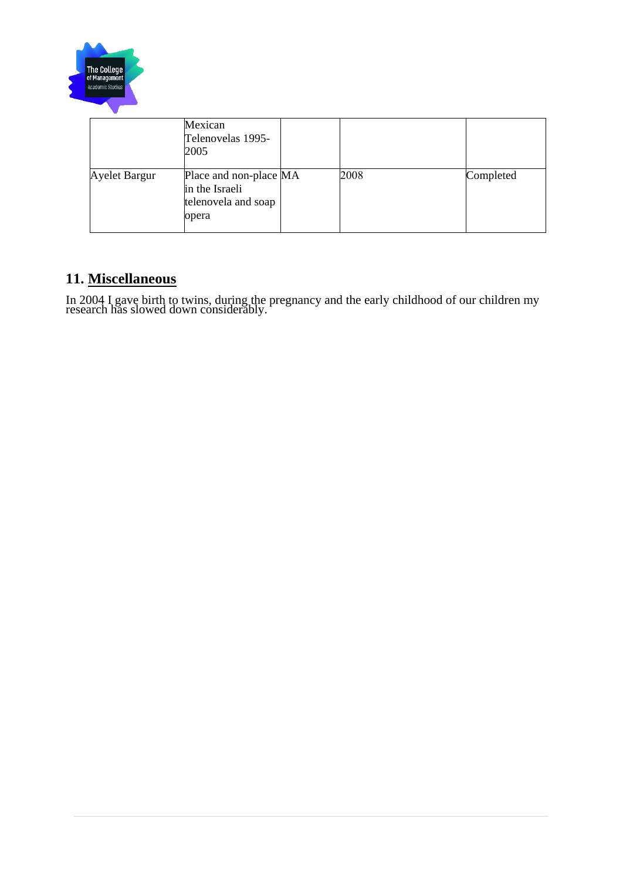| | Mexican Telenovelas 1995-2005 | | | |
|---|---|---|---|---|
| Ayelet Bargur | Place and non-place in the Israeli telenovela and soap opera | MA | 2008 | Completed |

## 11. Miscellaneous

In 2004 I gave birth to twins, during the pregnancy and the early childhood of our children my research has slowed down considerably.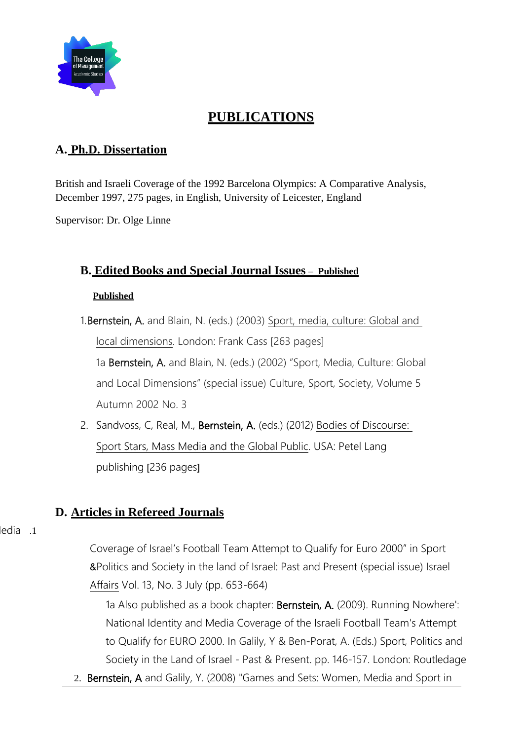# PUBLICATIONS

## A. Ph.D. Dissertation

British and Israeli Coverage of the 1992 Barcelona Olympics: A Comparative Analysis, December 1997, 275 pages, in English, University of Leicester, England

Supervisor: Dr. Olge Linne

## B. Edited Books and Special Journal Issues – Published

**Published**

1. **Bernstein, A.** and Blain, N. (eds.) (2003) Sport, media, culture: Global and local dimensions. London: Frank Cass [263 pages]

   1a **Bernstein, A.** and Blain, N. (eds.) (2002) "Sport, Media, Culture: Global and Local Dimensions" (special issue) Culture, Sport, Society, Volume 5 Autumn 2002 No. 3

2. Sandvoss, C, Real, M., **Bernstein, A.** (eds.) (2012) Bodies of Discourse: Sport Stars, Mass Media and the Global Public. USA: Petel Lang publishing [236 pages]

## D. Articles in Refereed Journals

ledia .1

Coverage of Israel's Football Team Attempt to Qualify for Euro 2000" in Sport &Politics and Society in the land of Israel: Past and Present (special issue) Israel Affairs Vol. 13, No. 3 July (pp. 653-664)

1a Also published as a book chapter: **Bernstein, A.** (2009). Running Nowhere': National Identity and Media Coverage of the Israeli Football Team's Attempt to Qualify for EURO 2000. In Galily, Y & Ben-Porat, A. (Eds.) Sport, Politics and Society in the Land of Israel - Past & Present. pp. 146-157. London: Routledge

2. **Bernstein, A** and Galily, Y. (2008) "Games and Sets: Women, Media and Sport in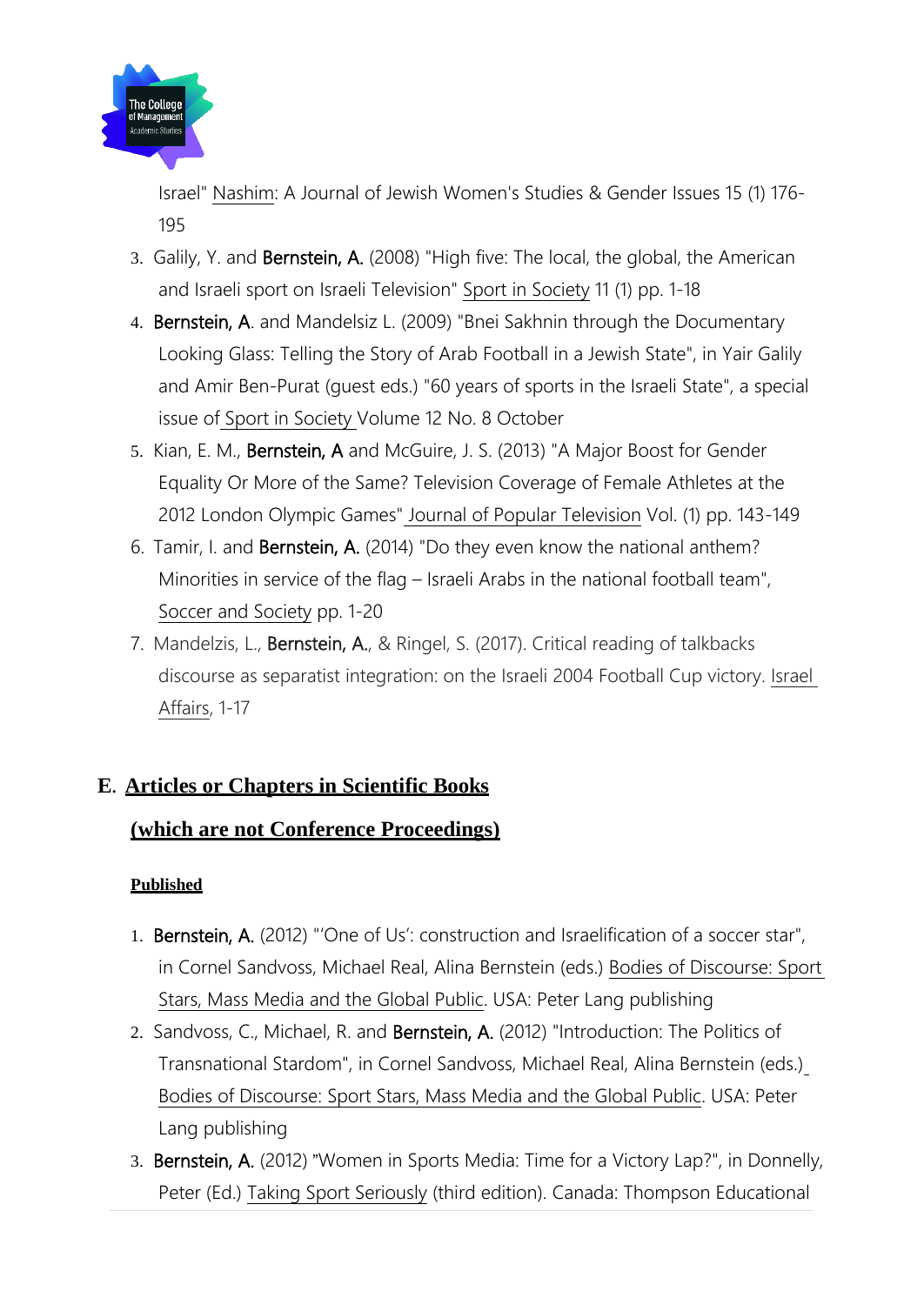Israel" Nashim: A Journal of Jewish Women's Studies & Gender Issues 15 (1) 176-195

3. Galily, Y. and **Bernstein, A.** (2008) "High five: The local, the global, the American and Israeli sport on Israeli Television" Sport in Society 11 (1) pp. 1-18
4. **Bernstein, A**. and Mandelsiz L. (2009) "Bnei Sakhnin through the Documentary Looking Glass: Telling the Story of Arab Football in a Jewish State", in Yair Galily and Amir Ben-Purat (guest eds.) "60 years of sports in the Israeli State", a special issue of Sport in Society Volume 12 No. 8 October
5. Kian, E. M., **Bernstein, A** and McGuire, J. S. (2013) "A Major Boost for Gender Equality Or More of the Same? Television Coverage of Female Athletes at the 2012 London Olympic Games" Journal of Popular Television Vol. (1) pp. 143-149
6. Tamir, I. and **Bernstein, A.** (2014) "Do they even know the national anthem? Minorities in service of the flag – Israeli Arabs in the national football team", Soccer and Society pp. 1-20
7. Mandelzis, L., **Bernstein, A.**, & Ringel, S. (2017). Critical reading of talkbacks discourse as separatist integration: on the Israeli 2004 Football Cup victory. Israel Affairs, 1-17

## E. Articles or Chapters in Scientific Books (which are not Conference Proceedings)

**Published**

1. **Bernstein, A.** (2012) "'One of Us': construction and Israelification of a soccer star", in Cornel Sandvoss, Michael Real, Alina Bernstein (eds.) Bodies of Discourse: Sport Stars, Mass Media and the Global Public. USA: Peter Lang publishing
2. Sandvoss, C., Michael, R. and **Bernstein, A.** (2012) "Introduction: The Politics of Transnational Stardom", in Cornel Sandvoss, Michael Real, Alina Bernstein (eds.) Bodies of Discourse: Sport Stars, Mass Media and the Global Public. USA: Peter Lang publishing
3. **Bernstein, A.** (2012) "Women in Sports Media: Time for a Victory Lap?", in Donnelly, Peter (Ed.) Taking Sport Seriously (third edition). Canada: Thompson Educational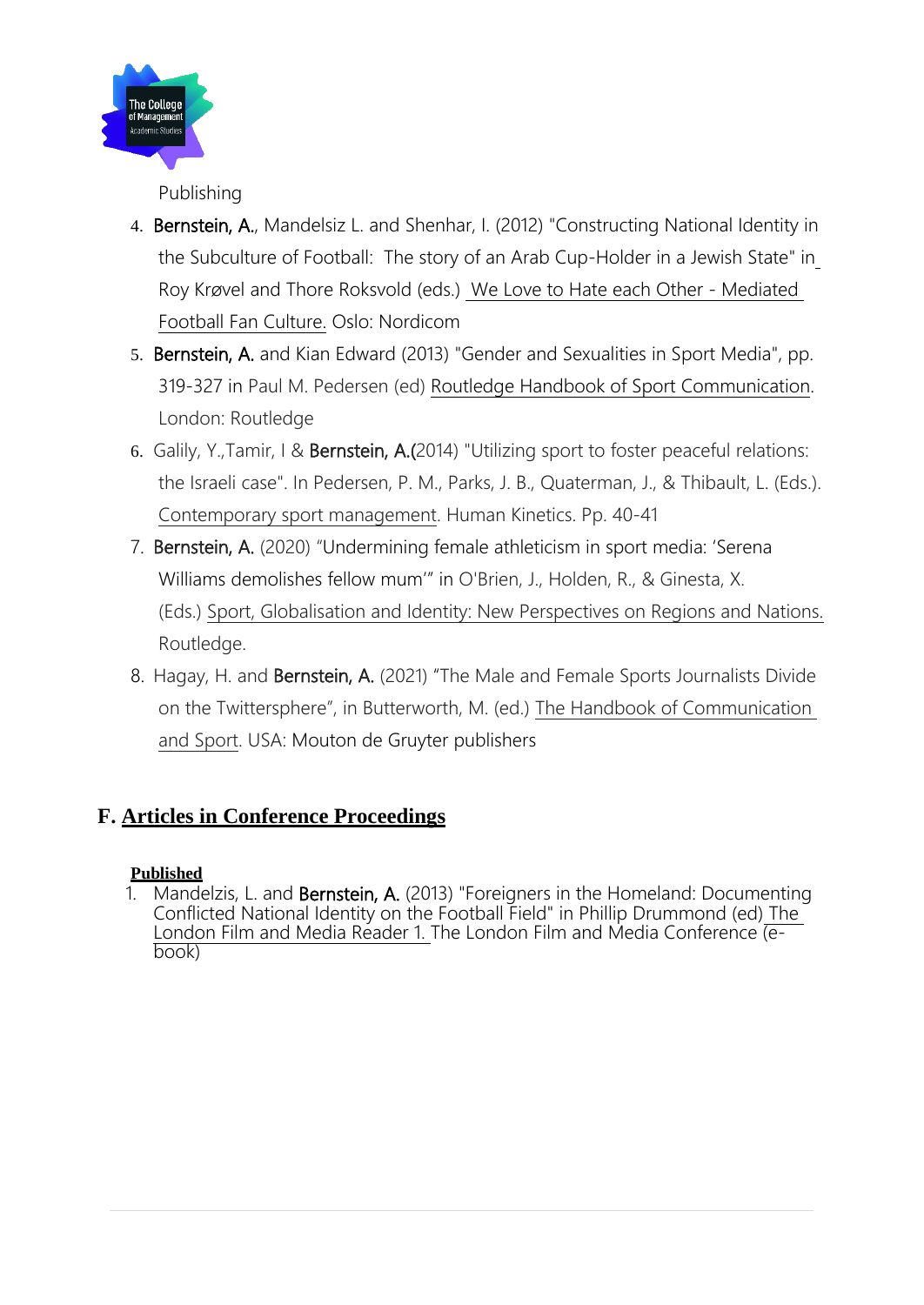Publishing

4. **Bernstein, A.**, Mandelsiz L. and Shenhar, I. (2012) "Constructing National Identity in the Subculture of Football: The story of an Arab Cup-Holder in a Jewish State" in Roy Krøvel and Thore Roksvold (eds.) We Love to Hate each Other - Mediated Football Fan Culture. Oslo: Nordicom
5. **Bernstein, A.** and Kian Edward (2013) "Gender and Sexualities in Sport Media", pp. 319-327 in Paul M. Pedersen (ed) Routledge Handbook of Sport Communication. London: Routledge
6. Galily, Y.,Tamir, I & **Bernstein, A.**(2014) "Utilizing sport to foster peaceful relations: the Israeli case". In Pedersen, P. M., Parks, J. B., Quaterman, J., & Thibault, L. (Eds.). Contemporary sport management. Human Kinetics. Pp. 40-41
7. **Bernstein, A.** (2020) "Undermining female athleticism in sport media: 'Serena Williams demolishes fellow mum'" in O'Brien, J., Holden, R., & Ginesta, X. (Eds.) Sport, Globalisation and Identity: New Perspectives on Regions and Nations. Routledge.
8. Hagay, H. and **Bernstein, A.** (2021) "The Male and Female Sports Journalists Divide on the Twittersphere", in Butterworth, M. (ed.) The Handbook of Communication and Sport. USA: Mouton de Gruyter publishers

## F. Articles in Conference Proceedings

**Published**

1. Mandelzis, L. and **Bernstein, A.** (2013) "Foreigners in the Homeland: Documenting Conflicted National Identity on the Football Field" in Phillip Drummond (ed) The London Film and Media Reader 1. The London Film and Media Conference (e-book)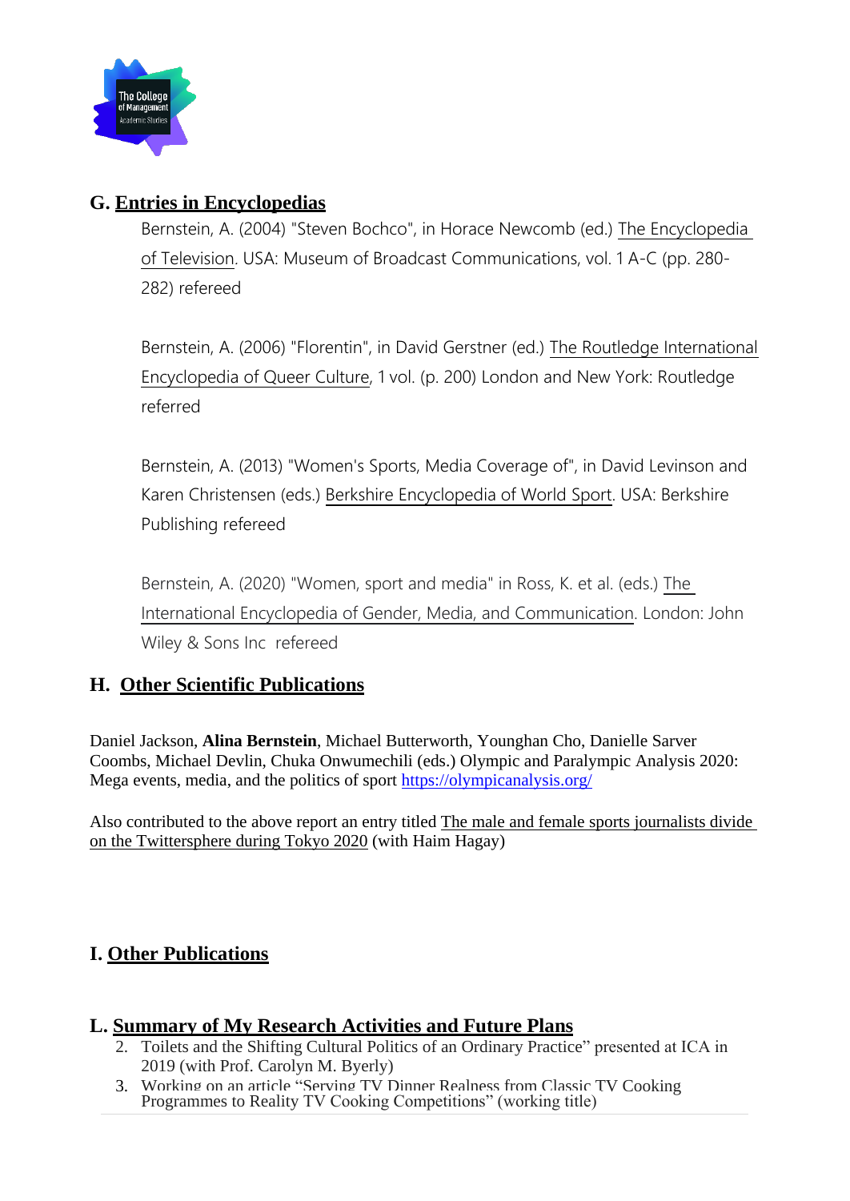## G. Entries in Encyclopedias

Bernstein, A. (2004) "Steven Bochco", in Horace Newcomb (ed.) The Encyclopedia of Television. USA: Museum of Broadcast Communications, vol. 1 A-C (pp. 280-282) refereed

Bernstein, A. (2006) "Florentin", in David Gerstner (ed.) The Routledge International Encyclopedia of Queer Culture, 1 vol. (p. 200) London and New York: Routledge referred

Bernstein, A. (2013) "Women's Sports, Media Coverage of", in David Levinson and Karen Christensen (eds.) Berkshire Encyclopedia of World Sport. USA: Berkshire Publishing refereed

Bernstein, A. (2020) "Women, sport and media" in Ross, K. et al. (eds.) The International Encyclopedia of Gender, Media, and Communication. London: John Wiley & Sons Inc refereed

## H. Other Scientific Publications

Daniel Jackson, **Alina Bernstein**, Michael Butterworth, Younghan Cho, Danielle Sarver Coombs, Michael Devlin, Chuka Onwumechili (eds.) Olympic and Paralympic Analysis 2020: Mega events, media, and the politics of sport https://olympicanalysis.org/

Also contributed to the above report an entry titled The male and female sports journalists divide on the Twittersphere during Tokyo 2020 (with Haim Hagay)

## I. Other Publications

## L. Summary of My Research Activities and Future Plans

2. Toilets and the Shifting Cultural Politics of an Ordinary Practice" presented at ICA in 2019 (with Prof. Carolyn M. Byerly)
3. Working on an article "Serving TV Dinner Realness from Classic TV Cooking Programmes to Reality TV Cooking Competitions" (working title)